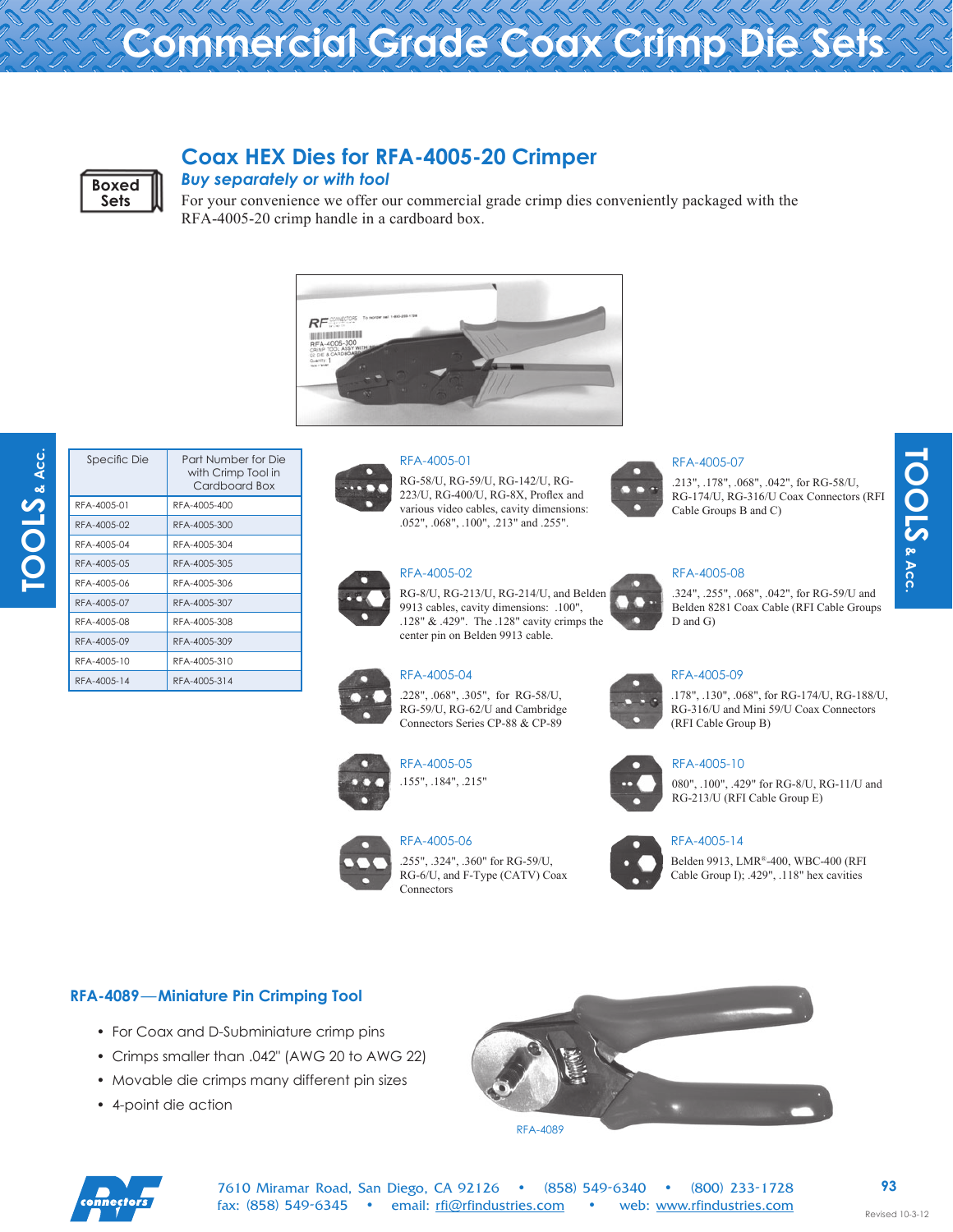# Commercial Grade Coax Crimp Die Sets

Boxed Sets

## Coax HEX Dies for RFA-4005-20 Crimper

***Buy separately or with tool***

For your convenience we offer our commercial grade crimp dies conveniently packaged with the RFA-4005-20 crimp handle in a cardboard box.

| Specific Die | Part Number for Die with Crimp Tool in Cardboard Box |
| --- | --- |
| RFA-4005-01 | RFA-4005-400 |
| RFA-4005-02 | RFA-4005-300 |
| RFA-4005-04 | RFA-4005-304 |
| RFA-4005-05 | RFA-4005-305 |
| RFA-4005-06 | RFA-4005-306 |
| RFA-4005-07 | RFA-4005-307 |
| RFA-4005-08 | RFA-4005-308 |
| RFA-4005-09 | RFA-4005-309 |
| RFA-4005-10 | RFA-4005-310 |
| RFA-4005-14 | RFA-4005-314 |

**RFA-4005-01**
RG-58/U, RG-59/U, RG-142/U, RG-223/U, RG-400/U, RG-8X, Proflex and various video cables, cavity dimensions: .052", .068", .100", .213" and .255".

**RFA-4005-02**
RG-8/U, RG-213/U, RG-214/U, and Belden 9913 cables, cavity dimensions: .100", .128" & .429". The .128" cavity crimps the center pin on Belden 9913 cable.

**RFA-4005-04**
.228", .068", .305", for RG-58/U, RG-59/U, RG-62/U and Cambridge Connectors Series CP-88 & CP-89

**RFA-4005-05**
.155", .184", .215"

**RFA-4005-06**
.255", .324", .360" for RG-59/U, RG-6/U, and F-Type (CATV) Coax Connectors

**RFA-4005-07**
.213", .178", .068", .042", for RG-58/U, RG-174/U, RG-316/U Coax Connectors (RFI Cable Groups B and C)

**RFA-4005-08**
.324", .255", .068", .042", for RG-59/U and Belden 8281 Coax Cable (RFI Cable Groups D and G)

**RFA-4005-09**
.178", .130", .068", for RG-174/U, RG-188/U, RG-316/U and Mini 59/U Coax Connectors (RFI Cable Group B)

**RFA-4005-10**
080", .100", .429" for RG-8/U, RG-11/U and RG-213/U (RFI Cable Group E)

**RFA-4005-14**
Belden 9913, LMR®-400, WBC-400 (RFI Cable Group I); .429", .118" hex cavities

## RFA-4089—Miniature Pin Crimping Tool

- For Coax and D-Subminiature crimp pins
- Crimps smaller than .042" (AWG 20 to AWG 22)
- Movable die crimps many different pin sizes
- 4-point die action

RFA-4089

7610 Miramar Road, San Diego, CA 92126 • (858) 549-6340 • (800) 233-1728
fax: (858) 549-6345 • email: rfi@rfindustries.com • web: www.rfindustries.com

Revised 10-3-12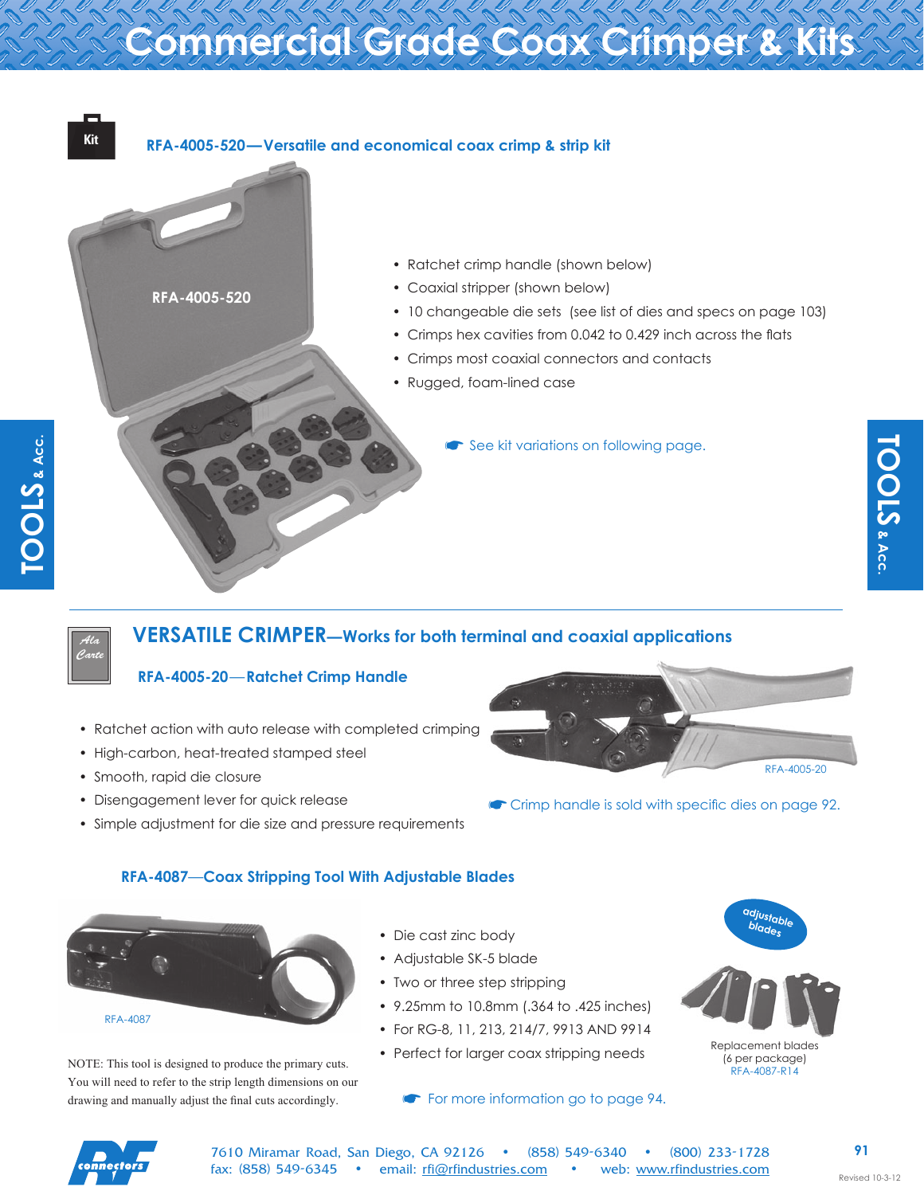# Commercial Grade Coax Crimper & Kits

Kit

## RFA-4005-520—Versatile and economical coax crimp & strip kit

RFA-4005-520

- Ratchet crimp handle (shown below)
- Coaxial stripper (shown below)
- 10 changeable die sets (see list of dies and specs on page 103)
- Crimps hex cavities from 0.042 to 0.429 inch across the flats
- Crimps most coaxial connectors and contacts
- Rugged, foam-lined case

☛ See kit variations on following page.

TOOLS & Acc.

Ala Carte

## VERSATILE CRIMPER—Works for both terminal and coaxial applications

### RFA-4005-20—Ratchet Crimp Handle

- Ratchet action with auto release with completed crimping
- High-carbon, heat-treated stamped steel
- Smooth, rapid die closure
- Disengagement lever for quick release
- Simple adjustment for die size and pressure requirements

RFA-4005-20

☛ Crimp handle is sold with specific dies on page 92.

### RFA-4087—Coax Stripping Tool With Adjustable Blades

RFA-4087

- Die cast zinc body
- Adjustable SK-5 blade
- Two or three step stripping
- 9.25mm to 10.8mm (.364 to .425 inches)
- For RG-8, 11, 213, 214/7, 9913 AND 9914
- Perfect for larger coax stripping needs

adjustable blades

Replacement blades
(6 per package)
RFA-4087-R14

NOTE: This tool is designed to produce the primary cuts. You will need to refer to the strip length dimensions on our drawing and manually adjust the final cuts accordingly.

☛ For more information go to page 94.

RF connectors

7610 Miramar Road, San Diego, CA 92126 • (858) 549-6340 • (800) 233-1728
fax: (858) 549-6345 • email: rfi@rfindustries.com • web: www.rfindustries.com

Revised 10-3-12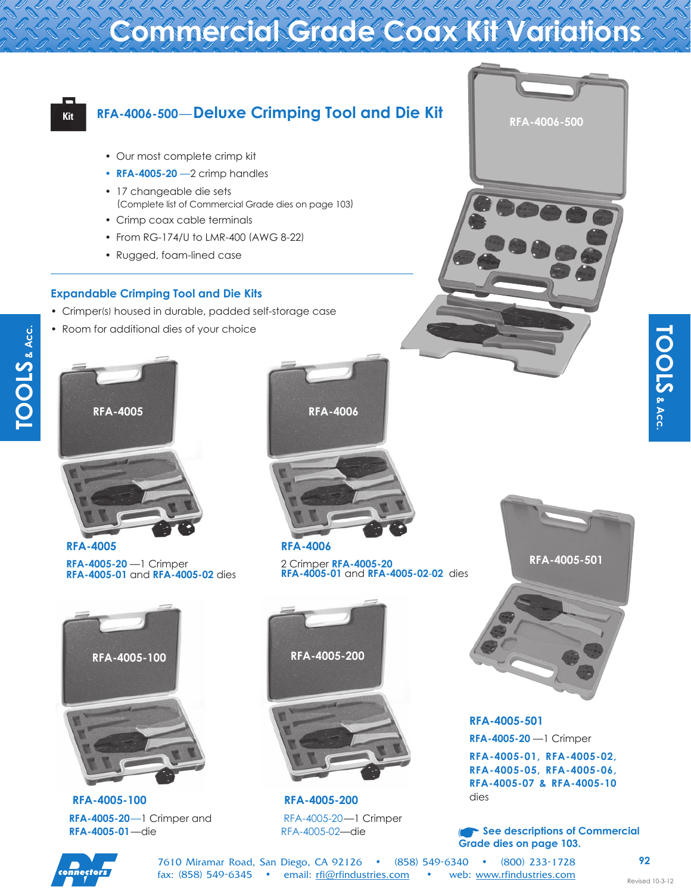# Commercial Grade Coax Kit Variations

Kit

## RFA-4006-500—Deluxe Crimping Tool and Die Kit

- Our most complete crimp kit
- **RFA-4005-20** —2 crimp handles
- 17 changeable die sets
  (Complete list of Commercial Grade dies on page 103)
- Crimp coax cable terminals
- From RG-174/U to LMR-400 (AWG 8-22)
- Rugged, foam-lined case

RFA-4006-500

### Expandable Crimping Tool and Die Kits

- Crimper(s) housed in durable, padded self-storage case
- Room for additional dies of your choice

TOOLS & Acc.

RFA-4005

**RFA-4005**

**RFA-4005-20** —1 Crimper
**RFA-4005-01** and **RFA-4005-02** dies

RFA-4006

**RFA-4006**

2 Crimper **RFA-4005-20**
**RFA-4005-01** and **RFA-4005-02-02** dies

RFA-4005-501

**RFA-4005-501**

**RFA-4005-20** —1 Crimper
**RFA-4005-01, RFA-4005-02, RFA-4005-05, RFA-4005-06, RFA-4005-07 & RFA-4005-10** dies

RFA-4005-100

**RFA-4005-100**

**RFA-4005-20**—1 Crimper and
**RFA-4005-01**—die

RFA-4005-200

**RFA-4005-200**

RFA-4005-20—1 Crimper
RFA-4005-02—die

**See descriptions of Commercial Grade dies on page 103.**

7610 Miramar Road, San Diego, CA 92126 • (858) 549-6340 • (800) 233-1728
fax: (858) 549-6345 • email: rfi@rfindustries.com • web: www.rfindustries.com

Revised 10-3-12